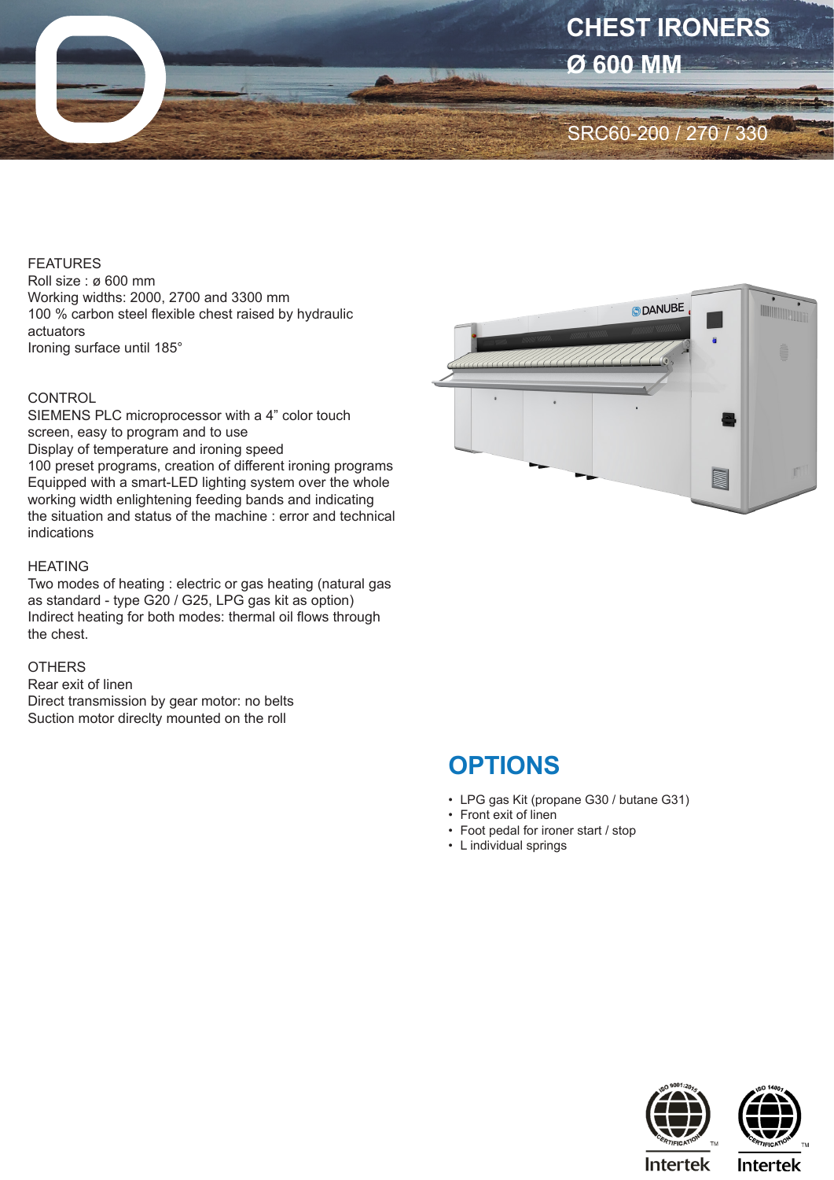# CHEST IRONERS Ø 600 MM

SRC60-200 / 270 / 330

FEATURES
Roll size : ø 600 mm
Working widths: 2000, 2700 and 3300 mm
100 % carbon steel flexible chest raised by hydraulic actuators
Ironing surface until 185°

CONTROL
SIEMENS PLC microprocessor with a 4" color touch screen, easy to program and to use
Display of temperature and ironing speed
100 preset programs, creation of different ironing programs
Equipped with a smart-LED lighting system over the whole working width enlightening feeding bands and indicating the situation and status of the machine : error and technical indications

HEATING
Two modes of heating : electric or gas heating (natural gas as standard - type G20 / G25, LPG gas kit as option)
Indirect heating for both modes: thermal oil flows through the chest.

OTHERS
Rear exit of linen
Direct transmission by gear motor: no belts
Suction motor direclty mounted on the roll

## OPTIONS

- LPG gas Kit (propane G30 / butane G31)
- Front exit of linen
- Foot pedal for ironer start / stop
- L individual springs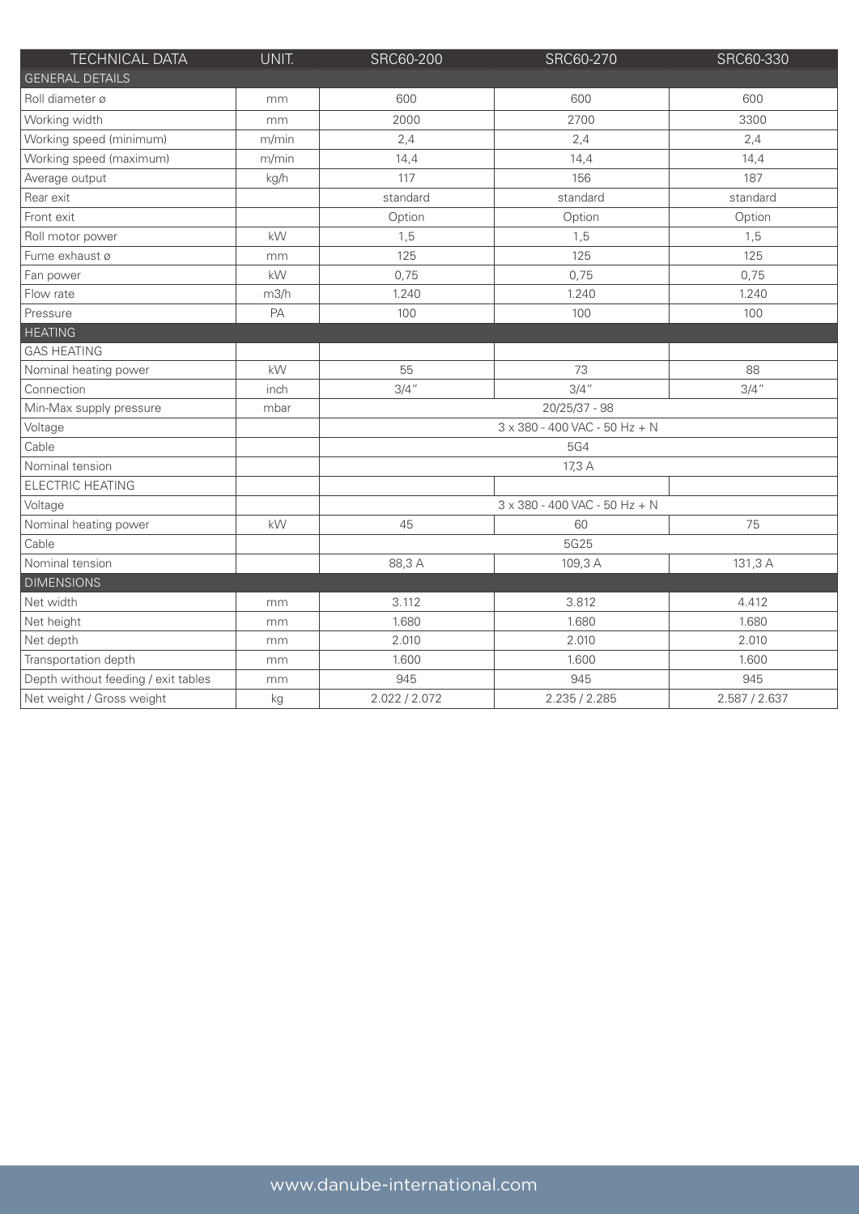| TECHNICAL DATA | UNIT. | SRC60-200 | SRC60-270 | SRC60-330 |
|---|---|---|---|---|
| GENERAL DETAILS | | | | |
| Roll diameter ø | mm | 600 | 600 | 600 |
| Working width | mm | 2000 | 2700 | 3300 |
| Working speed (minimum) | m/min | 2,4 | 2,4 | 2,4 |
| Working speed (maximum) | m/min | 14,4 | 14,4 | 14,4 |
| Average output | kg/h | 117 | 156 | 187 |
| Rear exit | | standard | standard | standard |
| Front exit | | Option | Option | Option |
| Roll motor power | kW | 1,5 | 1,5 | 1,5 |
| Fume exhaust ø | mm | 125 | 125 | 125 |
| Fan power | kW | 0,75 | 0,75 | 0,75 |
| Flow rate | m3/h | 1.240 | 1.240 | 1.240 |
| Pressure | PA | 100 | 100 | 100 |
| HEATING | | | | |
| GAS HEATING | | | | |
| Nominal heating power | kW | 55 | 73 | 88 |
| Connection | inch | 3/4" | 3/4" | 3/4" |
| Min-Max supply pressure | mbar | 20/25/37 - 98 | | |
| Voltage | | 3 x 380 - 400 VAC - 50 Hz + N | | |
| Cable | | 5G4 | | |
| Nominal tension | | 17,3 A | | |
| ELECTRIC HEATING | | | | |
| Voltage | | 3 x 380 - 400 VAC - 50 Hz + N | | |
| Nominal heating power | kW | 45 | 60 | 75 |
| Cable | | 5G25 | | |
| Nominal tension | | 88,3 A | 109,3 A | 131,3 A |
| DIMENSIONS | | | | |
| Net width | mm | 3.112 | 3.812 | 4.412 |
| Net height | mm | 1.680 | 1.680 | 1.680 |
| Net depth | mm | 2.010 | 2.010 | 2.010 |
| Transportation depth | mm | 1.600 | 1.600 | 1.600 |
| Depth without feeding / exit tables | mm | 945 | 945 | 945 |
| Net weight / Gross weight | kg | 2.022 / 2.072 | 2.235 / 2.285 | 2.587 / 2.637 |

www.danube-international.com